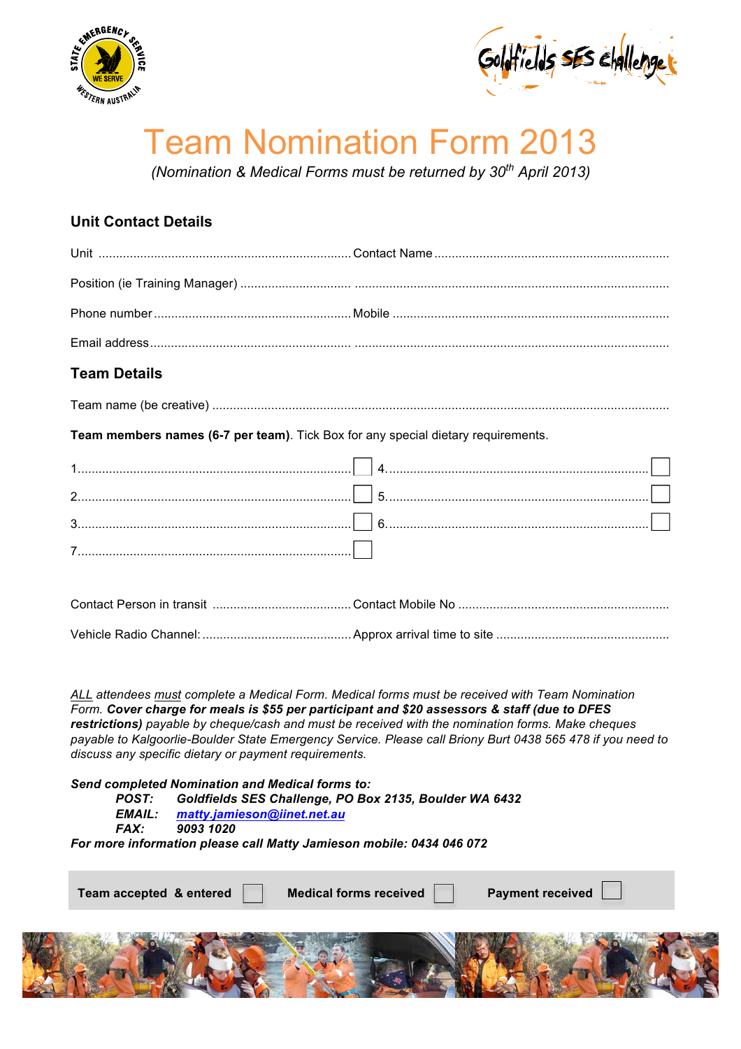# Team Nomination Form 2013

*(Nomination & Medical Forms must be returned by 30th April 2013)*

## Unit Contact Details

Unit ........................................................................ Contact Name ...................................................................

Position (ie Training Manager) ............................... ..........................................................................................

Phone number ........................................................ Mobile ...............................................................................

Email address .......................................................... ..........................................................................................

## Team Details

Team name (be creative) .................................................................................................................................

**Team members names (6-7 per team)**. Tick Box for any special dietary requirements.

1.............................................................................. ☐ 4.......................................................................... ☐

2.............................................................................. ☐ 5.......................................................................... ☐

3.............................................................................. ☐ 6.......................................................................... ☐

7.............................................................................. ☐

Contact Person in transit ........................................ Contact Mobile No ............................................................

Vehicle Radio Channel: ........................................... Approx arrival time to site .................................................

*ALL attendees must complete a Medical Form. Medical forms must be received with Team Nomination Form.* ***Cover charge for meals is $55 per participant and $20 assessors & staff (due to DFES restrictions)*** *payable by cheque/cash and must be received with the nomination forms. Make cheques payable to Kalgoorlie-Boulder State Emergency Service. Please call Briony Burt 0438 565 478 if you need to discuss any specific dietary or payment requirements.*

***Send completed Nomination and Medical forms to:***

***POST:*** ***Goldfields SES Challenge, PO Box 2135, Boulder WA 6432***

***EMAIL:*** ***matty.jamieson@iinet.net.au***

***FAX:*** ***9093 1020***

***For more information please call Matty Jamieson mobile: 0434 046 072***

**Team accepted & entered** ☐ **Medical forms received** ☐ **Payment received** ☐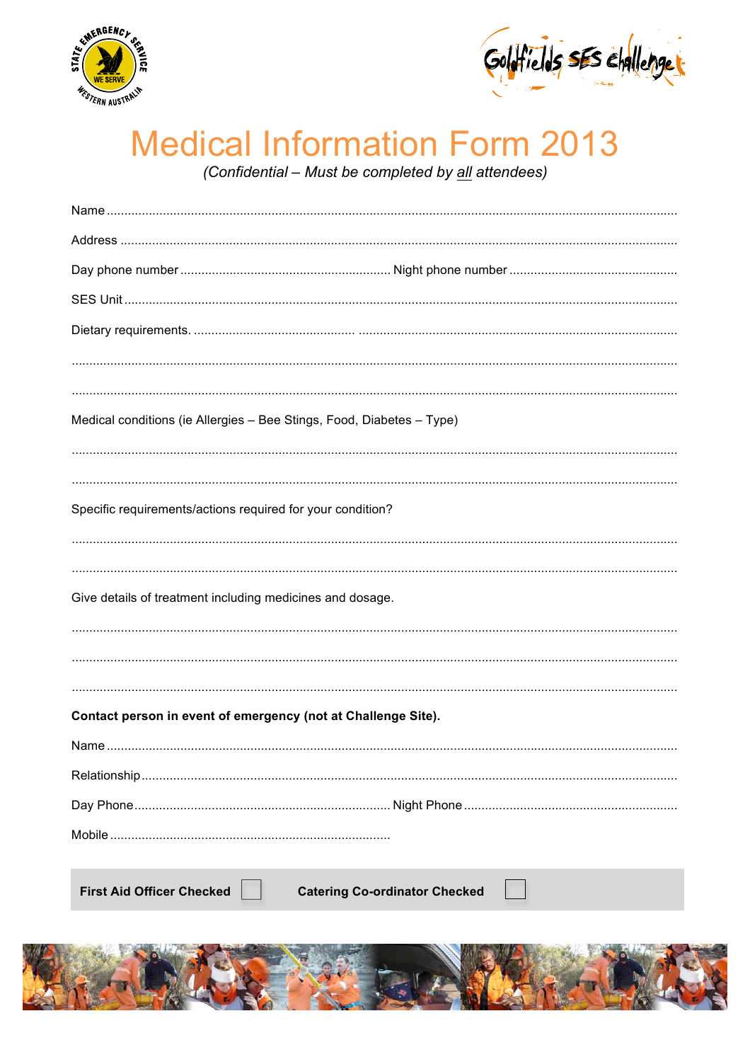# Medical Information Form 2013

*(Confidential – Must be completed by* *<u>all</u>* *attendees)*

Name ........................................................................................................................................................

Address ....................................................................................................................................................

Day phone number ........................................................... Night phone number ..............................................

SES Unit ...................................................................................................................................................

Dietary requirements. ............................................. ...............................................................................

..................................................................................................................................................................

..................................................................................................................................................................

Medical conditions (ie Allergies – Bee Stings, Food, Diabetes – Type)

..................................................................................................................................................................

..................................................................................................................................................................

Specific requirements/actions required for your condition?

..................................................................................................................................................................

..................................................................................................................................................................

Give details of treatment including medicines and dosage.

..................................................................................................................................................................

..................................................................................................................................................................

..................................................................................................................................................................

**Contact person in event of emergency (not at Challenge Site).**

Name ........................................................................................................................................................

Relationship ..............................................................................................................................................

Day Phone ......................................................................... Night Phone ............................................................

Mobile ................................................................................

**First Aid Officer Checked** ☐ **Catering Co-ordinator Checked** ☐